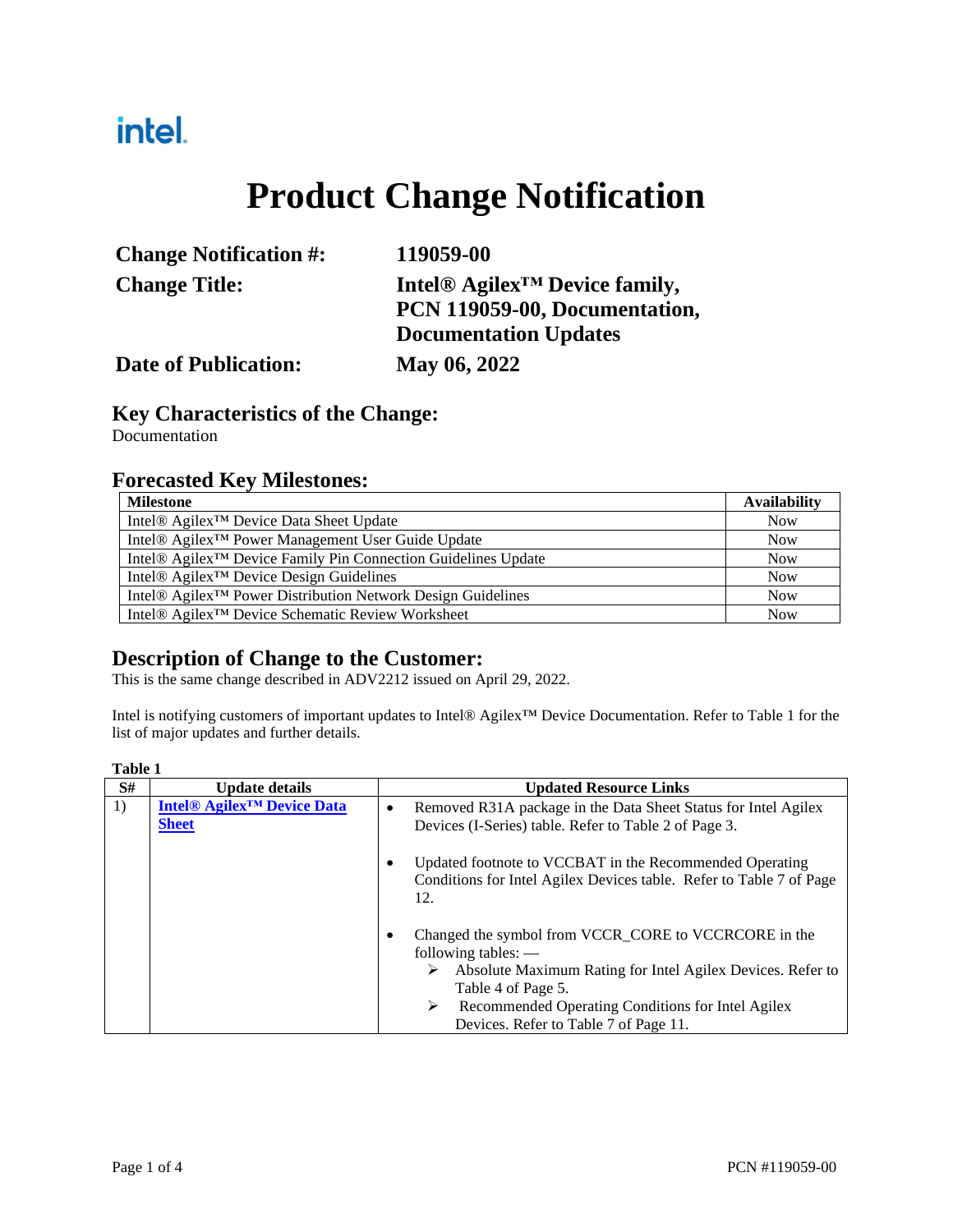intel.

# Product Change Notification

**Change Notification #:** **119059-00**

**Change Title:** **Intel® Agilex™ Device family, PCN 119059-00, Documentation, Documentation Updates**

**Date of Publication:** **May 06, 2022**

## Key Characteristics of the Change:

Documentation

## Forecasted Key Milestones:

| Milestone | Availability |
|---|---|
| Intel® Agilex™ Device Data Sheet Update | Now |
| Intel® Agilex™ Power Management User Guide Update | Now |
| Intel® Agilex™ Device Family Pin Connection Guidelines Update | Now |
| Intel® Agilex™ Device Design Guidelines | Now |
| Intel® Agilex™ Power Distribution Network Design Guidelines | Now |
| Intel® Agilex™ Device Schematic Review Worksheet | Now |

## Description of Change to the Customer:

This is the same change described in ADV2212 issued on April 29, 2022.

Intel is notifying customers of important updates to Intel® Agilex™ Device Documentation. Refer to Table 1 for the list of major updates and further details.

**Table 1**

| S# | Update details | Updated Resource Links |
|---|---|---|
| 1) | **Intel® Agilex™ Device Data Sheet** | • Removed R31A package in the Data Sheet Status for Intel Agilex Devices (I-Series) table. Refer to Table 2 of Page 3.<br><br>• Updated footnote to VCCBAT in the Recommended Operating Conditions for Intel Agilex Devices table. Refer to Table 7 of Page 12.<br><br>• Changed the symbol from VCCR_CORE to VCCRCORE in the following tables: —<br>➢ Absolute Maximum Rating for Intel Agilex Devices. Refer to Table 4 of Page 5.<br>➢ Recommended Operating Conditions for Intel Agilex Devices. Refer to Table 7 of Page 11. |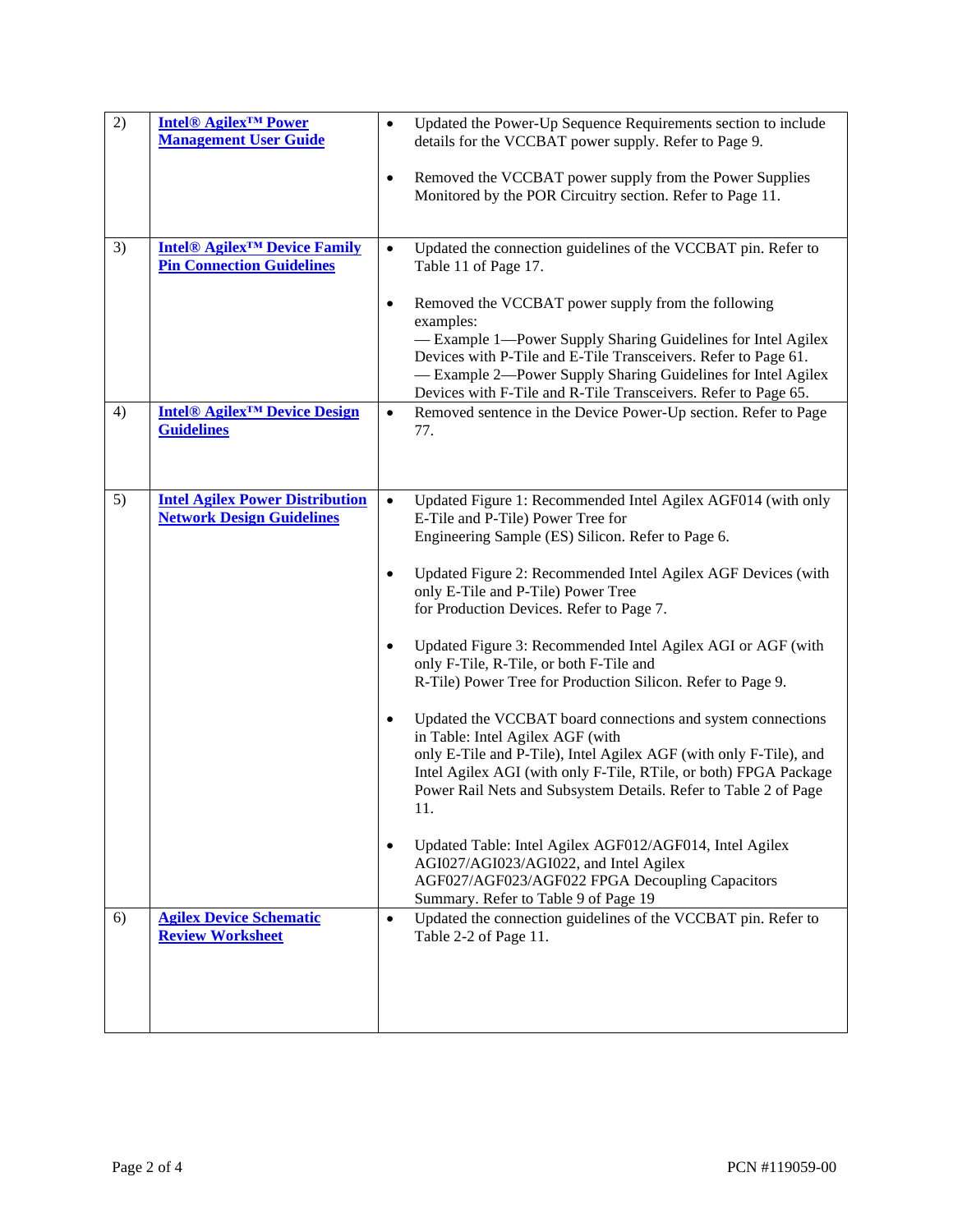| | | |
|---|---|---|
| 2) | **Intel® Agilex™ Power Management User Guide** | • Updated the Power-Up Sequence Requirements section to include details for the VCCBAT power supply. Refer to Page 9.<br><br>• Removed the VCCBAT power supply from the Power Supplies Monitored by the POR Circuitry section. Refer to Page 11. |
| 3) | **Intel® Agilex™ Device Family Pin Connection Guidelines** | • Updated the connection guidelines of the VCCBAT pin. Refer to Table 11 of Page 17.<br><br>• Removed the VCCBAT power supply from the following examples:<br>— Example 1—Power Supply Sharing Guidelines for Intel Agilex Devices with P-Tile and E-Tile Transceivers. Refer to Page 61.<br>— Example 2—Power Supply Sharing Guidelines for Intel Agilex Devices with F-Tile and R-Tile Transceivers. Refer to Page 65. |
| 4) | **Intel® Agilex™ Device Design Guidelines** | • Removed sentence in the Device Power-Up section. Refer to Page 77. |
| 5) | **Intel Agilex Power Distribution Network Design Guidelines** | • Updated Figure 1: Recommended Intel Agilex AGF014 (with only E-Tile and P-Tile) Power Tree for Engineering Sample (ES) Silicon. Refer to Page 6.<br><br>• Updated Figure 2: Recommended Intel Agilex AGF Devices (with only E-Tile and P-Tile) Power Tree for Production Devices. Refer to Page 7.<br><br>• Updated Figure 3: Recommended Intel Agilex AGI or AGF (with only F-Tile, R-Tile, or both F-Tile and R-Tile) Power Tree for Production Silicon. Refer to Page 9.<br><br>• Updated the VCCBAT board connections and system connections in Table: Intel Agilex AGF (with only E-Tile and P-Tile), Intel Agilex AGF (with only F-Tile), and Intel Agilex AGI (with only F-Tile, RTile, or both) FPGA Package Power Rail Nets and Subsystem Details. Refer to Table 2 of Page 11.<br><br>• Updated Table: Intel Agilex AGF012/AGF014, Intel Agilex AGI027/AGI023/AGI022, and Intel Agilex AGF027/AGF023/AGF022 FPGA Decoupling Capacitors Summary. Refer to Table 9 of Page 19 |
| 6) | **Agilex Device Schematic Review Worksheet** | • Updated the connection guidelines of the VCCBAT pin. Refer to Table 2-2 of Page 11. |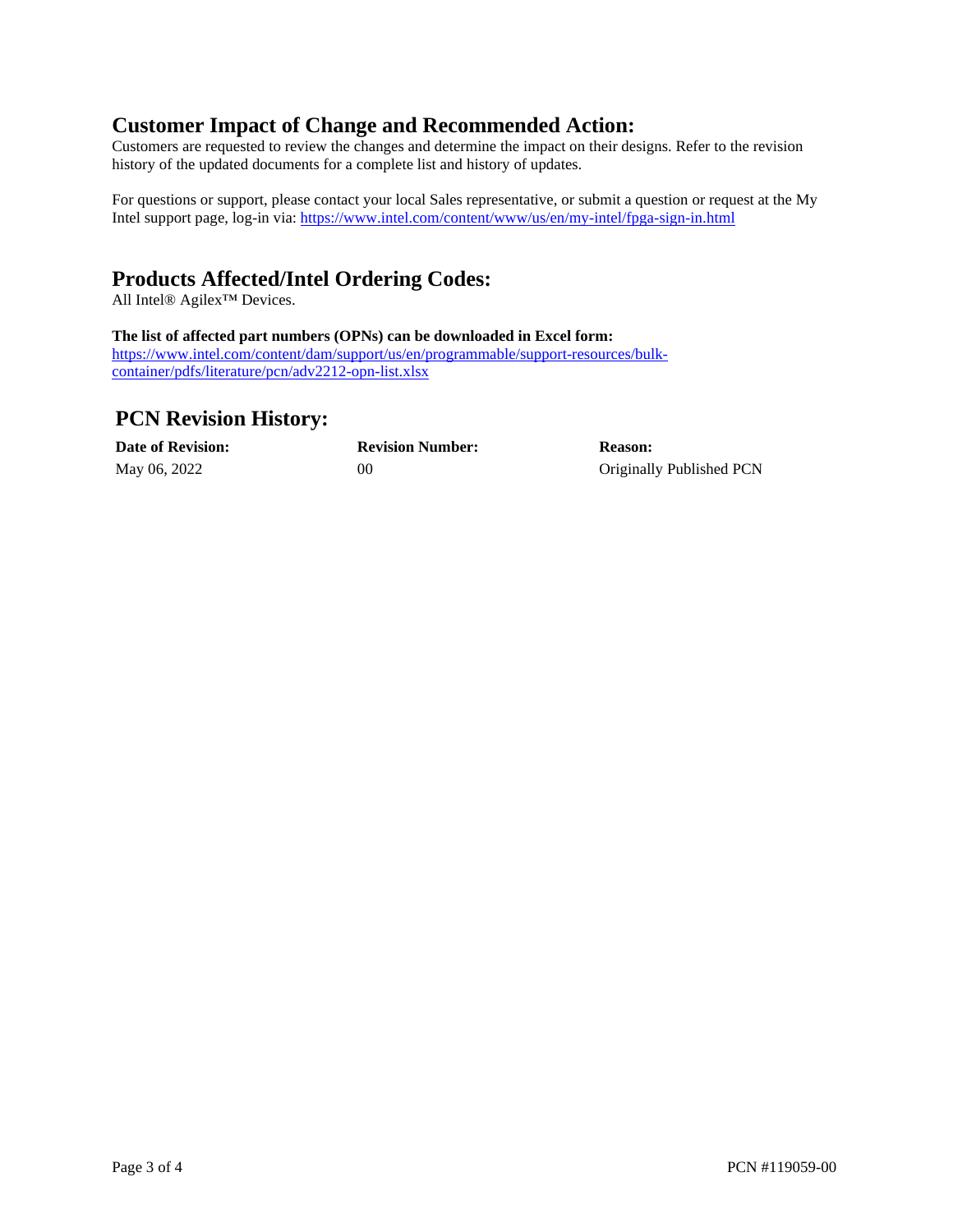## Customer Impact of Change and Recommended Action:

Customers are requested to review the changes and determine the impact on their designs. Refer to the revision history of the updated documents for a complete list and history of updates.

For questions or support, please contact your local Sales representative, or submit a question or request at the My Intel support page, log-in via: https://www.intel.com/content/www/us/en/my-intel/fpga-sign-in.html

## Products Affected/Intel Ordering Codes:

All Intel® Agilex™ Devices.

**The list of affected part numbers (OPNs) can be downloaded in Excel form:**
https://www.intel.com/content/dam/support/us/en/programmable/support-resources/bulk-container/pdfs/literature/pcn/adv2212-opn-list.xlsx

## PCN Revision History:

| Date of Revision: | Revision Number: | Reason: |
|---|---|---|
| May 06, 2022 | 00 | Originally Published PCN |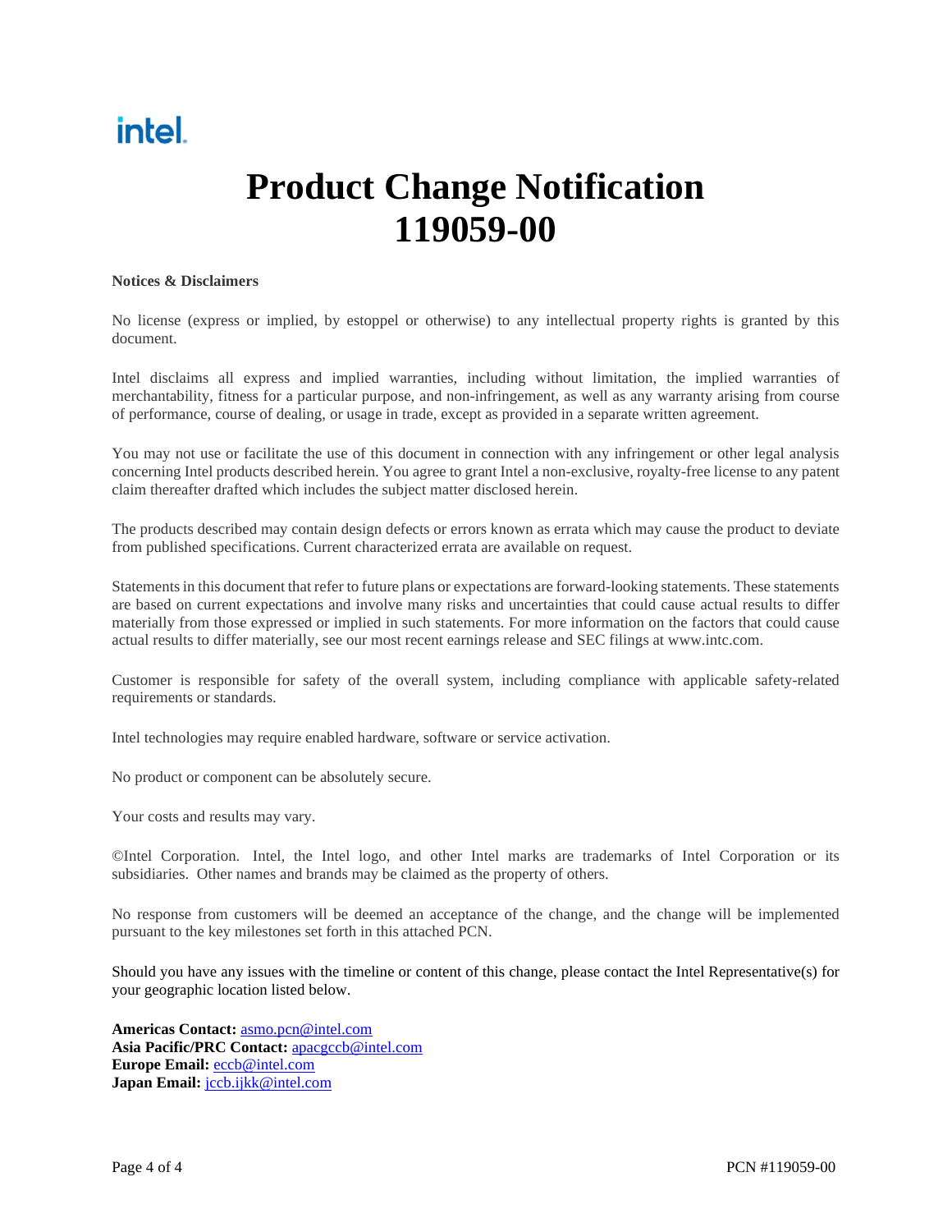intel.

# Product Change Notification 119059-00

**Notices & Disclaimers**

No license (express or implied, by estoppel or otherwise) to any intellectual property rights is granted by this document.

Intel disclaims all express and implied warranties, including without limitation, the implied warranties of merchantability, fitness for a particular purpose, and non-infringement, as well as any warranty arising from course of performance, course of dealing, or usage in trade, except as provided in a separate written agreement.

You may not use or facilitate the use of this document in connection with any infringement or other legal analysis concerning Intel products described herein. You agree to grant Intel a non-exclusive, royalty-free license to any patent claim thereafter drafted which includes the subject matter disclosed herein.

The products described may contain design defects or errors known as errata which may cause the product to deviate from published specifications. Current characterized errata are available on request.

Statements in this document that refer to future plans or expectations are forward-looking statements. These statements are based on current expectations and involve many risks and uncertainties that could cause actual results to differ materially from those expressed or implied in such statements. For more information on the factors that could cause actual results to differ materially, see our most recent earnings release and SEC filings at www.intc.com.

Customer is responsible for safety of the overall system, including compliance with applicable safety-related requirements or standards.

Intel technologies may require enabled hardware, software or service activation.

No product or component can be absolutely secure.

Your costs and results may vary.

©Intel Corporation. Intel, the Intel logo, and other Intel marks are trademarks of Intel Corporation or its subsidiaries. Other names and brands may be claimed as the property of others.

No response from customers will be deemed an acceptance of the change, and the change will be implemented pursuant to the key milestones set forth in this attached PCN.

Should you have any issues with the timeline or content of this change, please contact the Intel Representative(s) for your geographic location listed below.

**Americas Contact:** asmo.pcn@intel.com
**Asia Pacific/PRC Contact:** apacgccb@intel.com
**Europe Email:** eccb@intel.com
**Japan Email:** jccb.ijkk@intel.com